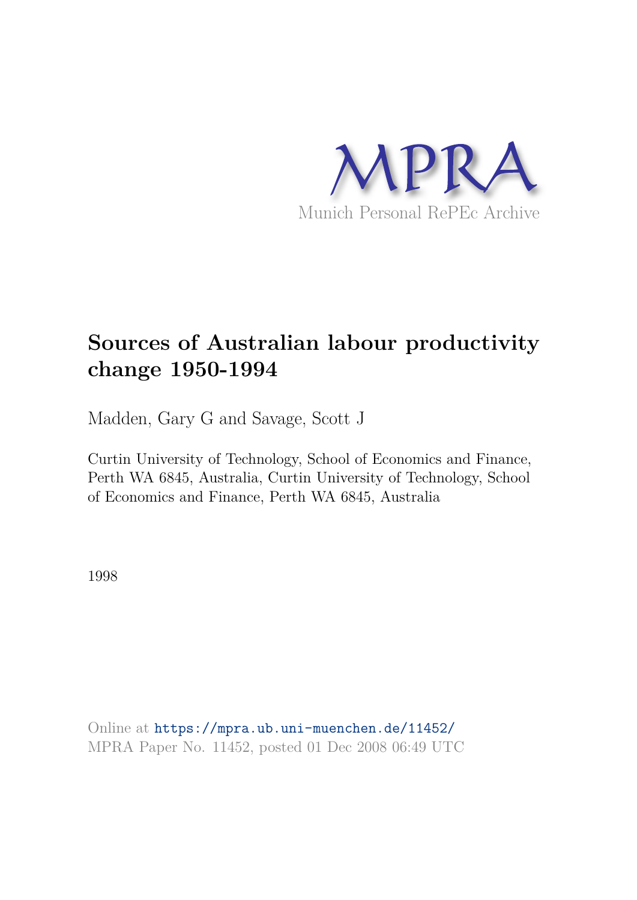MPRA

Munich Personal RePEc Archive

# Sources of Australian labour productivity change 1950-1994

Madden, Gary G and Savage, Scott J

Curtin University of Technology, School of Economics and Finance, Perth WA 6845, Australia, Curtin University of Technology, School of Economics and Finance, Perth WA 6845, Australia

1998

Online at https://mpra.ub.uni-muenchen.de/11452/
MPRA Paper No. 11452, posted 01 Dec 2008 06:49 UTC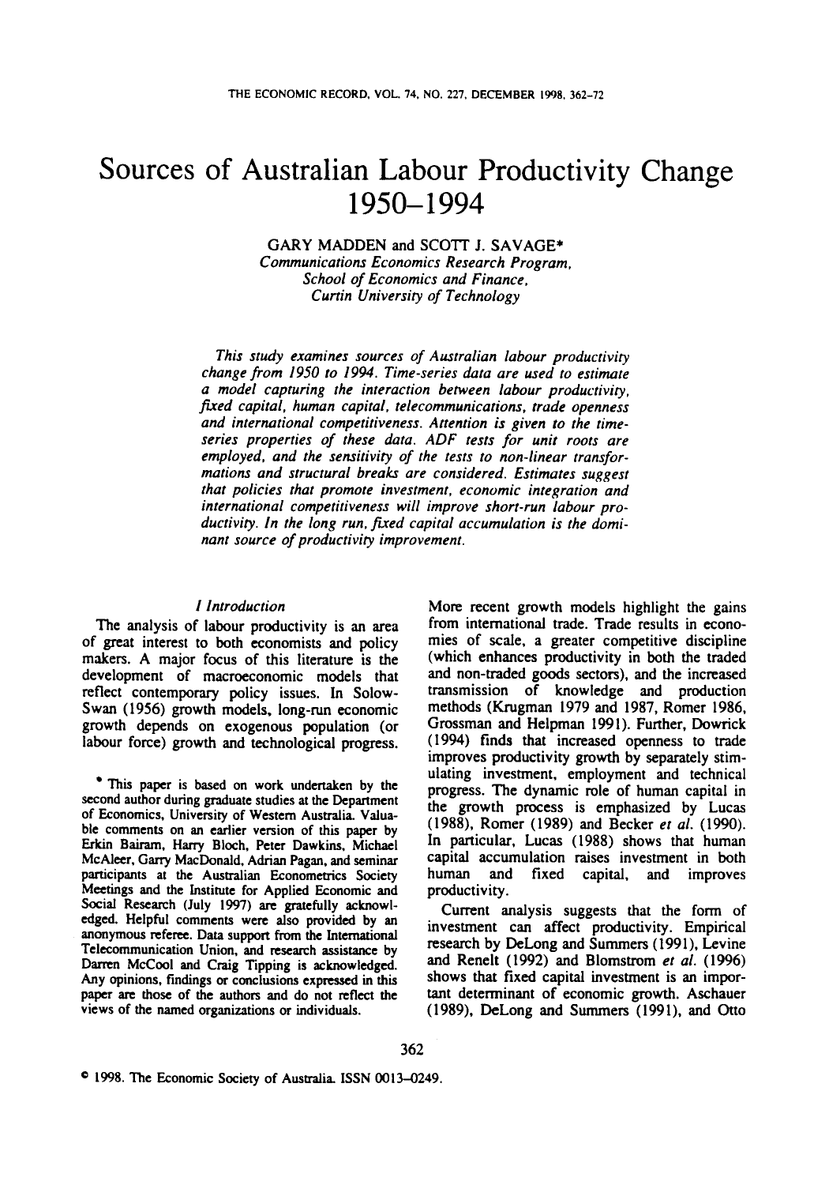# Sources of Australian Labour Productivity Change 1950–1994

GARY MADDEN and SCOTT J. SAVAGE*

*Communications Economics Research Program,*
*School of Economics and Finance,*
*Curtin University of Technology*

*This study examines sources of Australian labour productivity change from 1950 to 1994. Time-series data are used to estimate a model capturing the interaction between labour productivity, fixed capital, human capital, telecommunications, trade openness and international competitiveness. Attention is given to the time-series properties of these data. ADF tests for unit roots are employed, and the sensitivity of the tests to non-linear transformations and structural breaks are considered. Estimates suggest that policies that promote investment, economic integration and international competitiveness will improve short-run labour productivity. In the long run, fixed capital accumulation is the dominant source of productivity improvement.*

## I Introduction

The analysis of labour productivity is an area of great interest to both economists and policy makers. A major focus of this literature is the development of macroeconomic models that reflect contemporary policy issues. In Solow-Swan (1956) growth models, long-run economic growth depends on exogenous population (or labour force) growth and technological progress. More recent growth models highlight the gains from international trade. Trade results in economies of scale, a greater competitive discipline (which enhances productivity in both the traded and non-traded goods sectors), and the increased transmission of knowledge and production methods (Krugman 1979 and 1987, Romer 1986, Grossman and Helpman 1991). Further, Dowrick (1994) finds that increased openness to trade improves productivity growth by separately stimulating investment, employment and technical progress. The dynamic role of human capital in the growth process is emphasized by Lucas (1988), Romer (1989) and Becker *et al.* (1990). In particular, Lucas (1988) shows that human capital accumulation raises investment in both human and fixed capital, and improves productivity.

Current analysis suggests that the form of investment can affect productivity. Empirical research by DeLong and Summers (1991), Levine and Renelt (1992) and Blomstrom *et al.* (1996) shows that fixed capital investment is an important determinant of economic growth. Aschauer (1989), DeLong and Summers (1991), and Otto

* This paper is based on work undertaken by the second author during graduate studies at the Department of Economics, University of Western Australia. Valuable comments on an earlier version of this paper by Erkin Bairam, Harry Bloch, Peter Dawkins, Michael McAleer, Garry MacDonald, Adrian Pagan, and seminar participants at the Australian Econometrics Society Meetings and the Institute for Applied Economic and Social Research (July 1997) are gratefully acknowledged. Helpful comments were also provided by an anonymous referee. Data support from the International Telecommunication Union, and research assistance by Darren McCool and Craig Tipping is acknowledged. Any opinions, findings or conclusions expressed in this paper are those of the authors and do not reflect the views of the named organizations or individuals.

© 1998. The Economic Society of Australia. ISSN 0013-0249.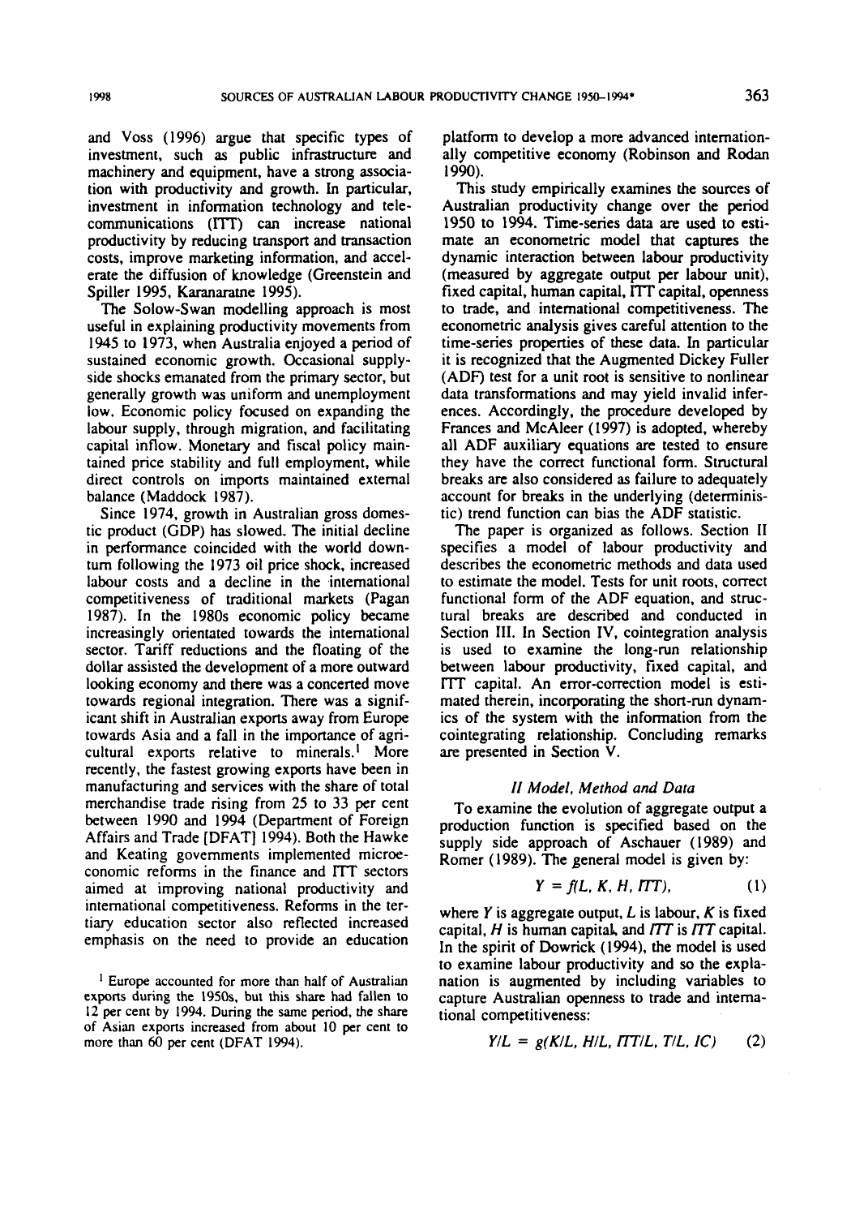and Voss (1996) argue that specific types of investment, such as public infrastructure and machinery and equipment, have a strong association with productivity and growth. In particular, investment in information technology and telecommunications (ITT) can increase national productivity by reducing transport and transaction costs, improve marketing information, and accelerate the diffusion of knowledge (Greenstein and Spiller 1995, Karanaratne 1995).

The Solow-Swan modelling approach is most useful in explaining productivity movements from 1945 to 1973, when Australia enjoyed a period of sustained economic growth. Occasional supply-side shocks emanated from the primary sector, but generally growth was uniform and unemployment low. Economic policy focused on expanding the labour supply, through migration, and facilitating capital inflow. Monetary and fiscal policy maintained price stability and full employment, while direct controls on imports maintained external balance (Maddock 1987).

Since 1974, growth in Australian gross domestic product (GDP) has slowed. The initial decline in performance coincided with the world downturn following the 1973 oil price shock, increased labour costs and a decline in the international competitiveness of traditional markets (Pagan 1987). In the 1980s economic policy became increasingly orientated towards the international sector. Tariff reductions and the floating of the dollar assisted the development of a more outward looking economy and there was a concerted move towards regional integration. There was a significant shift in Australian exports away from Europe towards Asia and a fall in the importance of agricultural exports relative to minerals.[1] More recently, the fastest growing exports have been in manufacturing and services with the share of total merchandise trade rising from 25 to 33 per cent between 1990 and 1994 (Department of Foreign Affairs and Trade [DFAT] 1994). Both the Hawke and Keating governments implemented microeconomic reforms in the finance and ITT sectors aimed at improving national productivity and international competitiveness. Reforms in the tertiary education sector also reflected increased emphasis on the need to provide an education platform to develop a more advanced internationally competitive economy (Robinson and Rodan 1990).

This study empirically examines the sources of Australian productivity change over the period 1950 to 1994. Time-series data are used to estimate an econometric model that captures the dynamic interaction between labour productivity (measured by aggregate output per labour unit), fixed capital, human capital, ITT capital, openness to trade, and international competitiveness. The econometric analysis gives careful attention to the time-series properties of these data. In particular it is recognized that the Augmented Dickey Fuller (ADF) test for a unit root is sensitive to nonlinear data transformations and may yield invalid inferences. Accordingly, the procedure developed by Frances and McAleer (1997) is adopted, whereby all ADF auxiliary equations are tested to ensure they have the correct functional form. Structural breaks are also considered as failure to adequately account for breaks in the underlying (deterministic) trend function can bias the ADF statistic.

The paper is organized as follows. Section II specifies a model of labour productivity and describes the econometric methods and data used to estimate the model. Tests for unit roots, correct functional form of the ADF equation, and structural breaks are described and conducted in Section III. In Section IV, cointegration analysis is used to examine the long-run relationship between labour productivity, fixed capital, and ITT capital. An error-correction model is estimated therein, incorporating the short-run dynamics of the system with the information from the cointegrating relationship. Concluding remarks are presented in Section V.

## *II Model, Method and Data*

To examine the evolution of aggregate output a production function is specified based on the supply side approach of Aschauer (1989) and Romer (1989). The general model is given by:

$$Y = f(L, K, H, ITT), \tag{1}$$

where $Y$ is aggregate output, $L$ is labour, $K$ is fixed capital, $H$ is human capital, and $ITT$ is ITT capital. In the spirit of Dowrick (1994), the model is used to examine labour productivity and so the explanation is augmented by including variables to capture Australian openness to trade and international competitiveness:

$$Y/L = g(K/L, H/L, ITT/L, T/L, IC) \tag{2}$$

[1] Europe accounted for more than half of Australian exports during the 1950s, but this share had fallen to 12 per cent by 1994. During the same period, the share of Asian exports increased from about 10 per cent to more than 60 per cent (DFAT 1994).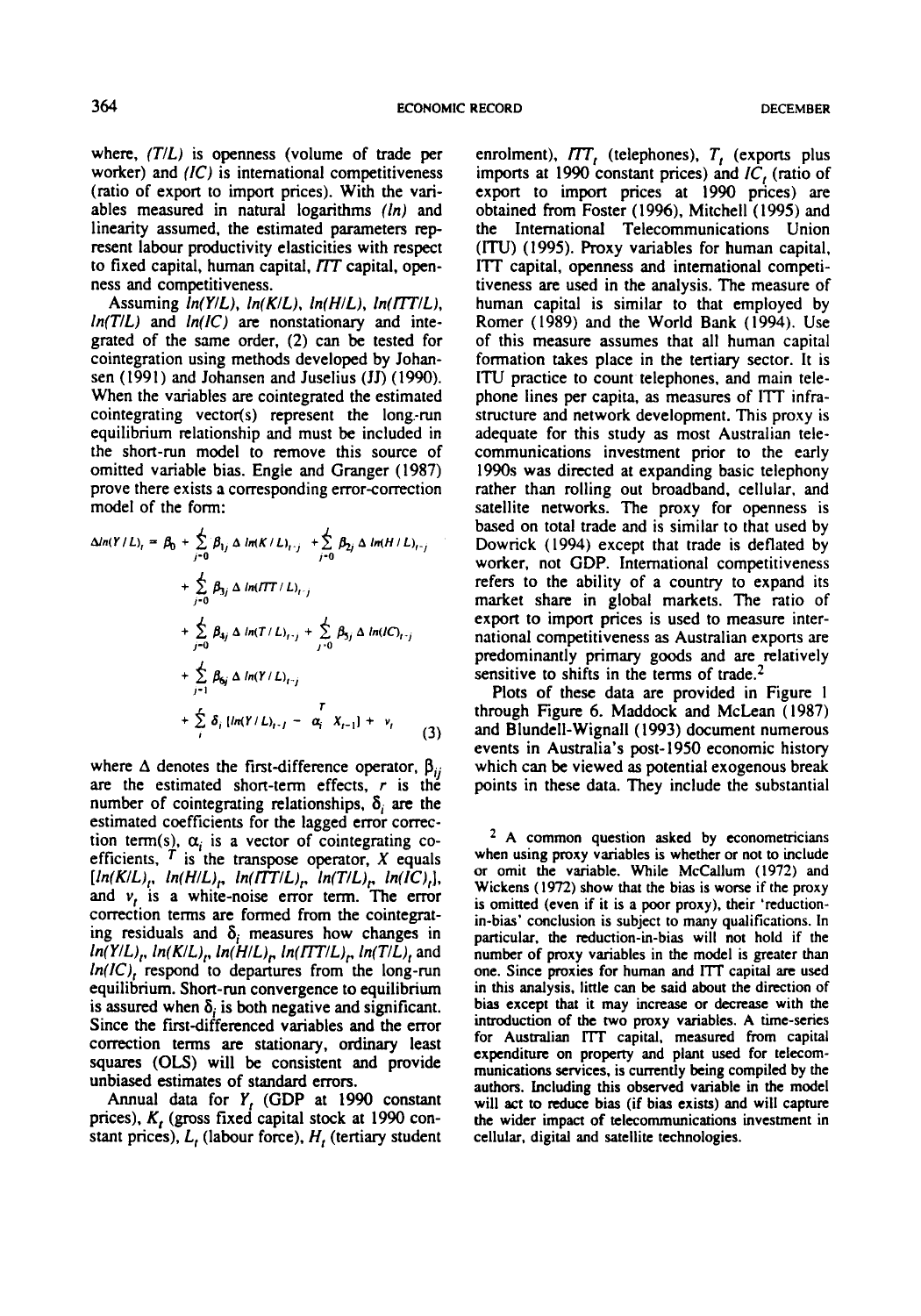where, $(T/L)$ is openness (volume of trade per worker) and $(IC)$ is international competitiveness (ratio of export to import prices). With the variables measured in natural logarithms $(ln)$ and linearity assumed, the estimated parameters represent labour productivity elasticities with respect to fixed capital, human capital, $ITT$ capital, openness and competitiveness.

Assuming $ln(Y/L)$, $ln(K/L)$, $ln(H/L)$, $ln(ITT/L)$, $ln(T/L)$ and $ln(IC)$ are nonstationary and integrated of the same order, (2) can be tested for cointegration using methods developed by Johansen (1991) and Johansen and Juselius (JJ) (1990). When the variables are cointegrated the estimated cointegrating vector(s) represent the long-run equilibrium relationship and must be included in the short-run model to remove this source of omitted variable bias. Engle and Granger (1987) prove there exists a corresponding error-correction model of the form:

$$
\begin{aligned}
\Delta ln(Y/L)_t = \beta_0 &+ \sum_{j=0}^{l} \beta_{1j}\, \Delta\, ln(K/L)_{t-j} + \sum_{j=0}^{l} \beta_{2j}\, \Delta\, ln(H/L)_{t-j} \\
&+ \sum_{j=0}^{l} \beta_{3j}\, \Delta\, ln(ITT/L)_{t-j} \\
&+ \sum_{j=0}^{l} \beta_{4j}\, \Delta\, ln(T/L)_{t-j} + \sum_{j=0}^{l} \beta_{5j}\, \Delta\, ln(IC)_{t-j} \\
&+ \sum_{j=1}^{l} \beta_{6j}\, \Delta\, ln(Y/L)_{t-j} \\
&+ \sum_{i}^{r} \delta_i \left[ ln(Y/L)_{t-1} - \alpha_i^T X_{t-1} \right] + v_t
\end{aligned} \tag{3}
$$

where $\Delta$ denotes the first-difference operator, $\beta_{ij}$ are the estimated short-term effects, $r$ is the number of cointegrating relationships, $\delta_i$ are the estimated coefficients for the lagged error correction term(s), $\alpha_i$ is a vector of cointegrating coefficients, $^T$ is the transpose operator, $X$ equals $[ln(K/L)_t, ln(H/L)_t, ln(ITT/L)_t, ln(T/L)_t, ln(IC)_t]$, and $v_t$ is a white-noise error term. The error correction terms are formed from the cointegrating residuals and $\delta_i$ measures how changes in $ln(Y/L)_t$, $ln(K/L)_t$, $ln(H/L)_t$, $ln(ITT/L)_t$, $ln(T/L)_t$ and $ln(IC)_t$ respond to departures from the long-run equilibrium. Short-run convergence to equilibrium is assured when $\delta_i$ is both negative and significant. Since the first-differenced variables and the error correction terms are stationary, ordinary least squares (OLS) will be consistent and provide unbiased estimates of standard errors.

Annual data for $Y_t$ (GDP at 1990 constant prices), $K_t$ (gross fixed capital stock at 1990 constant prices), $L_t$ (labour force), $H_t$ (tertiary student enrolment), $ITT_t$ (telephones), $T_t$ (exports plus imports at 1990 constant prices) and $IC_t$ (ratio of export to import prices at 1990 prices) are obtained from Foster (1996), Mitchell (1995) and the International Telecommunications Union (ITU) (1995). Proxy variables for human capital, ITT capital, openness and international competitiveness are used in the analysis. The measure of human capital is similar to that employed by Romer (1989) and the World Bank (1994). Use of this measure assumes that all human capital formation takes place in the tertiary sector. It is ITU practice to count telephones, and main telephone lines per capita, as measures of ITT infrastructure and network development. This proxy is adequate for this study as most Australian telecommunications investment prior to the early 1990s was directed at expanding basic telephony rather than rolling out broadband, cellular, and satellite networks. The proxy for openness is based on total trade and is similar to that used by Dowrick (1994) except that trade is deflated by worker, not GDP. International competitiveness refers to the ability of a country to expand its market share in global markets. The ratio of export to import prices is used to measure international competitiveness as Australian exports are predominantly primary goods and are relatively sensitive to shifts in the terms of trade.[2]

Plots of these data are provided in Figure 1 through Figure 6. Maddock and McLean (1987) and Blundell-Wignall (1993) document numerous events in Australia's post-1950 economic history which can be viewed as potential exogenous break points in these data. They include the substantial

[2] A common question asked by econometricians when using proxy variables is whether or not to include or omit the variable. While McCallum (1972) and Wickens (1972) show that the bias is worse if the proxy is omitted (even if it is a poor proxy), their 'reduction-in-bias' conclusion is subject to many qualifications. In particular, the reduction-in-bias will not hold if the number of proxy variables in the model is greater than one. Since proxies for human and ITT capital are used in this analysis, little can be said about the direction of bias except that it may increase or decrease with the introduction of the two proxy variables. A time-series for Australian ITT capital, measured from capital expenditure on property and plant used for telecommunications services, is currently being compiled by the authors. Including this observed variable in the model will act to reduce bias (if bias exists) and will capture the wider impact of telecommunications investment in cellular, digital and satellite technologies.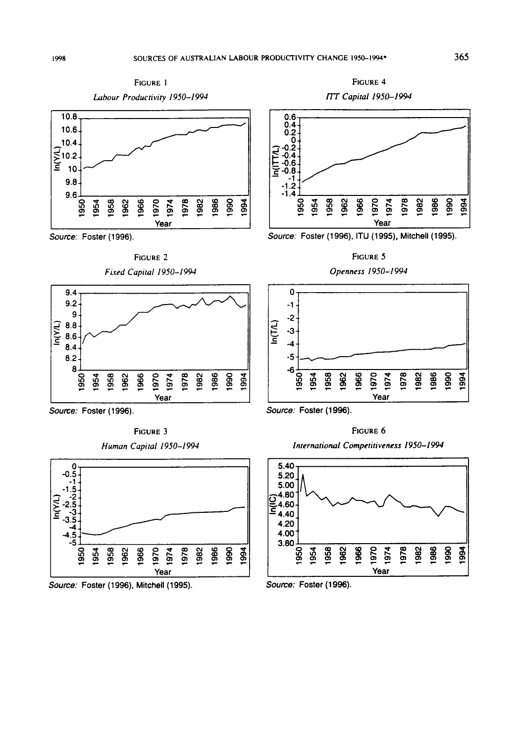FIGURE 1

*Labour Productivity 1950–1994*

Source: Foster (1996).

FIGURE 2

*Fixed Capital 1950–1994*

Source: Foster (1996).

FIGURE 3

*Human Capital 1950–1994*

Source: Foster (1996), Mitchell (1995).

FIGURE 4

*ITT Capital 1950–1994*

Source: Foster (1996), ITU (1995), Mitchell (1995).

FIGURE 5

*Openness 1950–1994*

Source: Foster (1996).

FIGURE 6

*International Competitiveness 1950–1994*

Source: Foster (1996).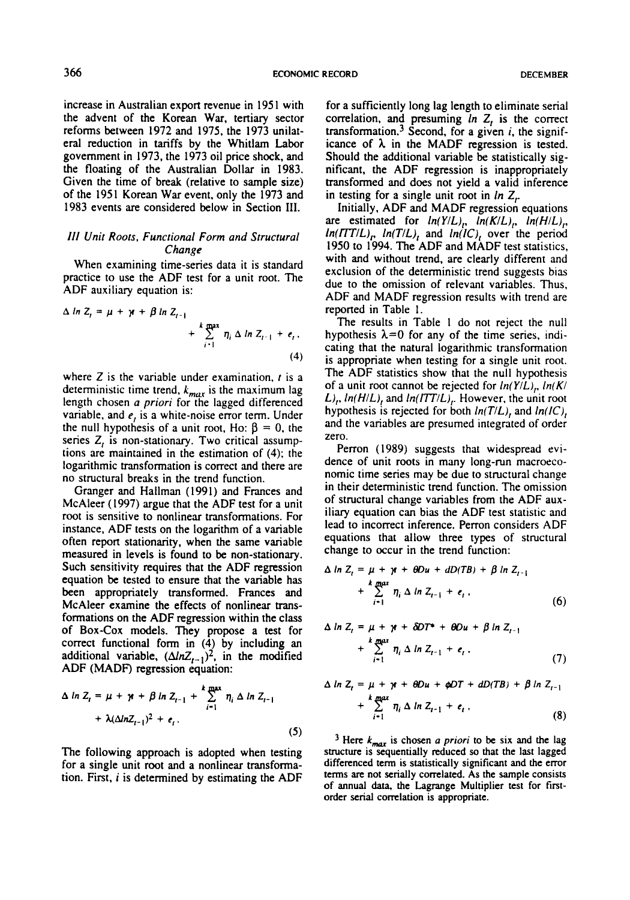increase in Australian export revenue in 1951 with the advent of the Korean War, tertiary sector reforms between 1972 and 1975, the 1973 unilateral reduction in tariffs by the Whitlam Labor government in 1973, the 1973 oil price shock, and the floating of the Australian Dollar in 1983. Given the time of break (relative to sample size) of the 1951 Korean War event, only the 1973 and 1983 events are considered below in Section III.

## III Unit Roots, Functional Form and Structural Change

When examining time-series data it is standard practice to use the ADF test for a unit root. The ADF auxiliary equation is:

$$\Delta \ln Z_t = \mu + \gamma t + \beta \ln Z_{t-1} + \sum_{i=1}^{k_{max}} \eta_i \Delta \ln Z_{t-1} + e_t, \tag{4}$$

where $Z$ is the variable under examination, $t$ is a deterministic time trend, $k_{max}$ is the maximum lag length chosen *a priori* for the lagged differenced variable, and $e_t$ is a white-noise error term. Under the null hypothesis of a unit root, Ho: $\beta = 0$, the series $Z_t$ is non-stationary. Two critical assumptions are maintained in the estimation of (4): the logarithmic transformation is correct and there are no structural breaks in the trend function.

Granger and Hallman (1991) and Frances and McAleer (1997) argue that the ADF test for a unit root is sensitive to nonlinear transformations. For instance, ADF tests on the logarithm of a variable often report stationarity, when the same variable measured in levels is found to be non-stationary. Such sensitivity requires that the ADF regression equation be tested to ensure that the variable has been appropriately transformed. Frances and McAleer examine the effects of nonlinear transformations on the ADF regression within the class of Box-Cox models. They propose a test for correct functional form in (4) by including an additional variable, $(\Delta \ln Z_{t-1})^2$, in the modified ADF (MADF) regression equation:

$$\Delta \ln Z_t = \mu + \gamma t + \beta \ln Z_{t-1} + \sum_{i=1}^{k_{max}} \eta_i \Delta \ln Z_{t-1} + \lambda(\Delta \ln Z_{t-1})^2 + e_t. \tag{5}$$

The following approach is adopted when testing for a single unit root and a nonlinear transformation. First, $i$ is determined by estimating the ADF for a sufficiently long lag length to eliminate serial correlation, and presuming $\ln Z_t$ is the correct transformation.[3] Second, for a given $i$, the significance of $\lambda$ in the MADF regression is tested. Should the additional variable be statistically significant, the ADF regression is inappropriately transformed and does not yield a valid inference in testing for a single unit root in $\ln Z_t$.

Initially, ADF and MADF regression equations are estimated for $\ln(Y/L)_t$, $\ln(K/L)_t$, $\ln(H/L)_t$, $\ln(ITT/L)_t$, $\ln(T/L)_t$ and $\ln(IC)_t$ over the period 1950 to 1994. The ADF and MADF test statistics, with and without trend, are clearly different and exclusion of the deterministic trend suggests bias due to the omission of relevant variables. Thus, ADF and MADF regression results with trend are reported in Table 1.

The results in Table 1 do not reject the null hypothesis $\lambda=0$ for any of the time series, indicating that the natural logarithmic transformation is appropriate when testing for a single unit root. The ADF statistics show that the null hypothesis of a unit root cannot be rejected for $\ln(Y/L)_t$, $\ln(K/L)_t$, $\ln(H/L)_t$ and $\ln(ITT/L)_t$. However, the unit root hypothesis is rejected for both $\ln(T/L)_t$ and $\ln(IC)_t$ and the variables are presumed integrated of order zero.

Perron (1989) suggests that widespread evidence of unit roots in many long-run macroeconomic time series may be due to structural change in their deterministic trend function. The omission of structural change variables from the ADF auxiliary equation can bias the ADF test statistic and lead to incorrect inference. Perron considers ADF equations that allow three types of structural change to occur in the trend function:

$$\Delta \ln Z_t = \mu + \gamma t + \theta Du + dD(TB) + \beta \ln Z_{t-1} + \sum_{i=1}^{k_{max}} \eta_i \Delta \ln Z_{t-1} + e_t, \tag{6}$$

$$\Delta \ln Z_t = \mu + \gamma t + \delta DT^* + \theta Du + \beta \ln Z_{t-1} + \sum_{i=1}^{k_{max}} \eta_i \Delta \ln Z_{t-1} + e_t, \tag{7}$$

$$\Delta \ln Z_t = \mu + \gamma t + \theta Du + \phi DT + dD(TB) + \beta \ln Z_{t-1} + \sum_{i=1}^{k_{max}} \eta_i \Delta \ln Z_{t-1} + e_t, \tag{8}$$

[3] Here $k_{max}$ is chosen *a priori* to be six and the lag structure is sequentially reduced so that the last lagged differenced term is statistically significant and the error terms are not serially correlated. As the sample consists of annual data, the Lagrange Multiplier test for first-order serial correlation is appropriate.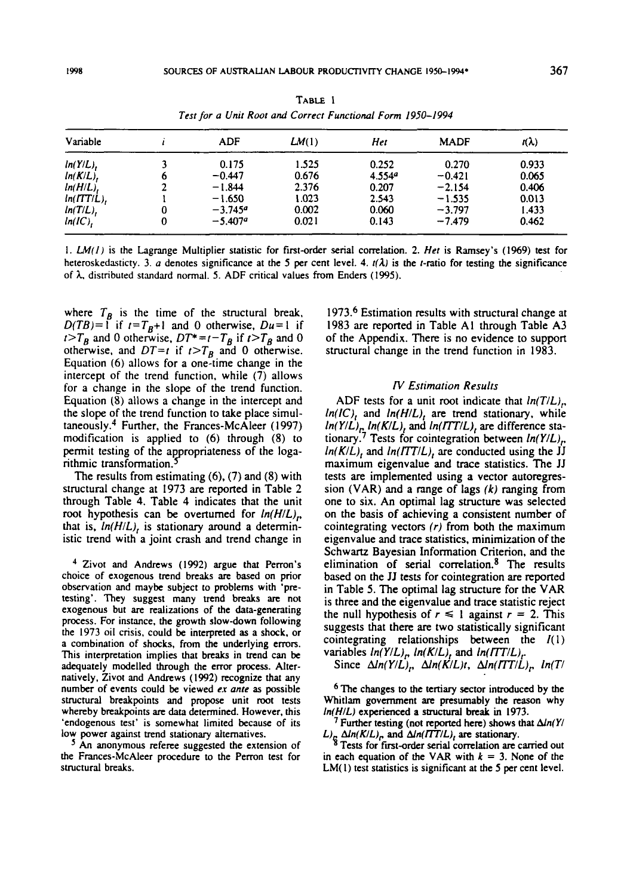TABLE 1

*Test for a Unit Root and Correct Functional Form 1950–1994*

| Variable | $i$ | ADF | $LM(1)$ | $Het$ | MADF | $t(\lambda)$ |
|---|---|---|---|---|---|---|
| $ln(Y/L)_t$ | 3 | 0.175 | 1.525 | 0.252 | 0.270 | 0.933 |
| $ln(K/L)_t$ | 6 | −0.447 | 0.676 | 4.554[a] | −0.421 | 0.065 |
| $ln(H/L)_t$ | 2 | −1.844 | 2.376 | 0.207 | −2.154 | 0.406 |
| $ln(ITT/L)_t$ | 1 | −1.650 | 1.023 | 2.543 | −1.535 | 0.013 |
| $ln(T/L)_t$ | 0 | −3.745[a] | 0.002 | 0.060 | −3.797 | 1.433 |
| $ln(IC)_t$ | 0 | −5.407[a] | 0.021 | 0.143 | −7.479 | 0.462 |

1. $LM(1)$ is the Lagrange Multiplier statistic for first-order serial correlation. 2. $Het$ is Ramsey's (1969) test for heteroskedasticty. 3. $a$ denotes significance at the 5 per cent level. 4. $t(\lambda)$ is the $t$-ratio for testing the significance of $\lambda$, distributed standard normal. 5. ADF critical values from Enders (1995).

where $T_B$ is the time of the structural break, $D(TB)=1$ if $t=T_B+1$ and 0 otherwise, $Du=1$ if $t>T_B$ and 0 otherwise, $DT^*=t-T_B$ if $t>T_B$ and 0 otherwise, and $DT=t$ if $t>T_B$ and 0 otherwise. Equation (6) allows for a one-time change in the intercept of the trend function, while (7) allows for a change in the slope of the trend function. Equation (8) allows a change in the intercept and the slope of the trend function to take place simultaneously.[4] Further, the Frances-McAleer (1997) modification is applied to (6) through (8) to permit testing of the appropriateness of the logarithmic transformation.[5]

The results from estimating (6), (7) and (8) with structural change at 1973 are reported in Table 2 through Table 4. Table 4 indicates that the unit root hypothesis can be overturned for $ln(H/L)_t$, that is, $ln(H/L)_t$ is stationary around a deterministic trend with a joint crash and trend change in 1973.[6] Estimation results with structural change at 1983 are reported in Table A1 through Table A3 of the Appendix. There is no evidence to support structural change in the trend function in 1983.

## IV Estimation Results

ADF tests for a unit root indicate that $ln(T/L)_t$, $ln(IC)_t$ and $ln(H/L)_t$ are trend stationary, while $ln(Y/L)_t$, $ln(K/L)_t$ and $ln(ITT/L)_t$ are difference stationary.[7] Tests for cointegration between $ln(Y/L)_t$, $ln(K/L)_t$ and $ln(ITT/L)_t$ are conducted using the JJ maximum eigenvalue and trace statistics. The JJ tests are implemented using a vector autoregression (VAR) and a range of lags $(k)$ ranging from one to six. An optimal lag structure was selected on the basis of achieving a consistent number of cointegrating vectors $(r)$ from both the maximum eigenvalue and trace statistics, minimization of the Schwartz Bayesian Information Criterion, and the elimination of serial correlation.[8] The results based on the JJ tests for cointegration are reported in Table 5. The optimal lag structure for the VAR is three and the eigenvalue and trace statistic reject the null hypothesis of $r \leq 1$ against $r = 2$. This suggests that there are two statistically significant cointegrating relationships between the $I(1)$ variables $ln(Y/L)_t$, $ln(K/L)_t$ and $ln(ITT/L)_t$.

Since $\Delta ln(Y/L)_t$, $\Delta ln(K/L)t$, $\Delta ln(ITT/L)_t$, $ln(T/$

---

[4] Zivot and Andrews (1992) argue that Perron's choice of exogenous trend breaks are based on prior observation and maybe subject to problems with 'pretesting'. They suggest many trend breaks are not exogenous but are realizations of the data-generating process. For instance, the growth slow-down following the 1973 oil crisis, could be interpreted as a shock, or a combination of shocks, from the underlying errors. This interpretation implies that breaks in trend can be adequately modelled through the error process. Alternatively, Zivot and Andrews (1992) recognize that any number of events could be viewed *ex ante* as possible structural breakpoints and propose unit root tests whereby breakpoints are data determined. However, this 'endogenous test' is somewhat limited because of its low power against trend stationary alternatives.

[5] An anonymous referee suggested the extension of the Frances-McAleer procedure to the Perron test for structural breaks.

[6] The changes to the tertiary sector introduced by the Whitlam government are presumably the reason why $ln(H/L)$ experienced a structural break in 1973.

[7] Further testing (not reported here) shows that $\Delta ln(Y/L)_t$, $\Delta ln(K/L)_t$, and $\Delta ln(ITT/L)_t$ are stationary.

[8] Tests for first-order serial correlation are carried out in each equation of the VAR with $k = 3$. None of the LM(1) test statistics is significant at the 5 per cent level.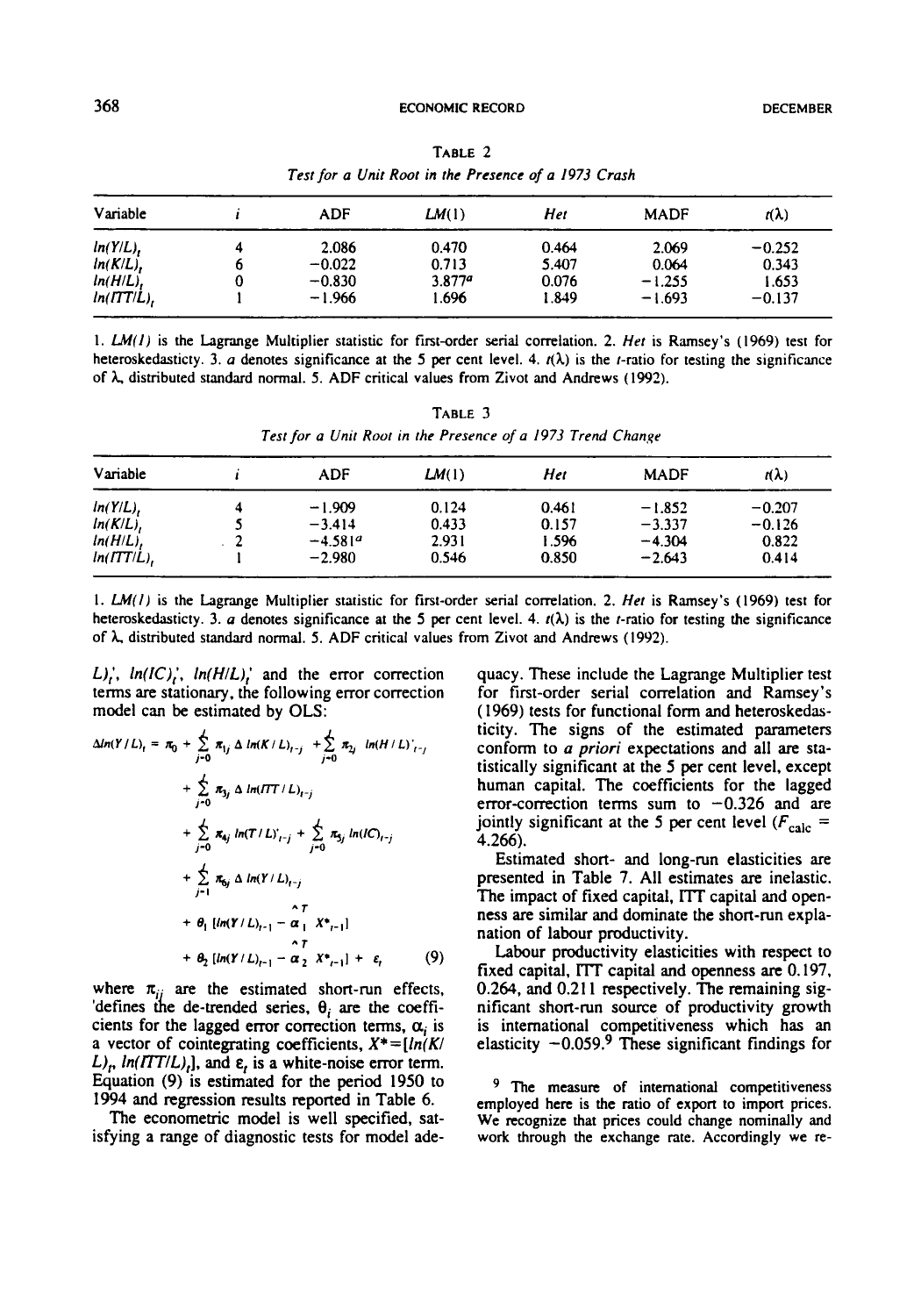TABLE 2

*Test for a Unit Root in the Presence of a 1973 Crash*

| Variable | $i$ | ADF | $LM(1)$ | $Het$ | MADF | $t(\lambda)$ |
|---|---|---|---|---|---|---|
| $ln(Y/L)_t$ | 4 | 2.086 | 0.470 | 0.464 | 2.069 | −0.252 |
| $ln(K/L)_t$ | 6 | −0.022 | 0.713 | 5.407 | 0.064 | 0.343 |
| $ln(H/L)_t$ | 0 | −0.830 | 3.877[a] | 0.076 | −1.255 | 1.653 |
| $ln(ITT/L)_t$ | 1 | −1.966 | 1.696 | 1.849 | −1.693 | −0.137 |

1. $LM(1)$ is the Lagrange Multiplier statistic for first-order serial correlation. 2. $Het$ is Ramsey's (1969) test for heteroskedasticty. 3. $a$ denotes significance at the 5 per cent level. 4. $t(\lambda)$ is the $t$-ratio for testing the significance of $\lambda$, distributed standard normal. 5. ADF critical values from Zivot and Andrews (1992).

TABLE 3

*Test for a Unit Root in the Presence of a 1973 Trend Change*

| Variable | $i$ | ADF | $LM(1)$ | $Het$ | MADF | $t(\lambda)$ |
|---|---|---|---|---|---|---|
| $ln(Y/L)_t$ | 4 | −1.909 | 0.124 | 0.461 | −1.852 | −0.207 |
| $ln(K/L)_t$ | 5 | −3.414 | 0.433 | 0.157 | −3.337 | −0.126 |
| $ln(H/L)_t$ | 2 | −4.581[a] | 2.931 | 1.596 | −4.304 | 0.822 |
| $ln(ITT/L)_t$ | 1 | −2.980 | 0.546 | 0.850 | −2.643 | 0.414 |

1. $LM(1)$ is the Lagrange Multiplier statistic for first-order serial correlation. 2. $Het$ is Ramsey's (1969) test for heteroskedasticty. 3. $a$ denotes significance at the 5 per cent level. 4. $t(\lambda)$ is the $t$-ratio for testing the significance of $\lambda$, distributed standard normal. 5. ADF critical values from Zivot and Andrews (1992).

$L)_t'$, $ln(IC)_t'$, $ln(H/L)_t'$ and the error correction terms are stationary, the following error correction model can be estimated by OLS:

$$
\begin{aligned}
\Delta ln(Y/L)_t = \pi_0 &+ \sum_{j=0}^{4} \pi_{1j}\, \Delta\, ln(K/L)_{t-j} + \sum_{j=0}^{4} \pi_{2j}\; ln(H/L)'_{t-j} \\
&+ \sum_{j=0}^{4} \pi_{3j}\, \Delta\, ln(ITT/L)_{t-j} \\
&+ \sum_{j=0}^{4} \pi_{4j}\, ln(T/L)'_{t-j} + \sum_{j=0}^{4} \pi_{5j}\, ln(IC)_{t-j} \\
&+ \sum_{j=1}^{4} \pi_{6j}\, \Delta\, ln(Y/L)_{t-j} \\
&+ \theta_1\, [ln(Y/L)_{t-1} - \hat{\alpha}_1^T\; X^*_{t-1}] \\
&+ \theta_2\, [ln(Y/L)_{t-1} - \hat{\alpha}_2^T\; X^*_{t-1}] + \varepsilon_t \qquad (9)
\end{aligned}
$$

where $\pi_{ij}$ are the estimated short-run effects, ' defines the de-trended series, $\theta_i$ are the coefficients for the lagged error correction terms, $\alpha_i$ is a vector of cointegrating coefficients, $X^* = [ln(K/L)_t, ln(ITT/L)_t]$, and $\varepsilon_t$ is a white-noise error term. Equation (9) is estimated for the period 1950 to 1994 and regression results reported in Table 6.

The econometric model is well specified, satisfying a range of diagnostic tests for model adequacy. These include the Lagrange Multiplier test for first-order serial correlation and Ramsey's (1969) tests for functional form and heteroskedasticity. The signs of the estimated parameters conform to *a priori* expectations and all are statistically significant at the 5 per cent level, except human capital. The coefficients for the lagged error-correction terms sum to −0.326 and are jointly significant at the 5 per cent level ($F_{calc}$ = 4.266).

Estimated short- and long-run elasticities are presented in Table 7. All estimates are inelastic. The impact of fixed capital, ITT capital and openness are similar and dominate the short-run explanation of labour productivity.

Labour productivity elasticities with respect to fixed capital, ITT capital and openness are 0.197, 0.264, and 0.211 respectively. The remaining significant short-run source of productivity growth is international competitiveness which has an elasticity −0.059.[9] These significant findings for

[9] The measure of international competitiveness employed here is the ratio of export to import prices. We recognize that prices could change nominally and work through the exchange rate. Accordingly we re-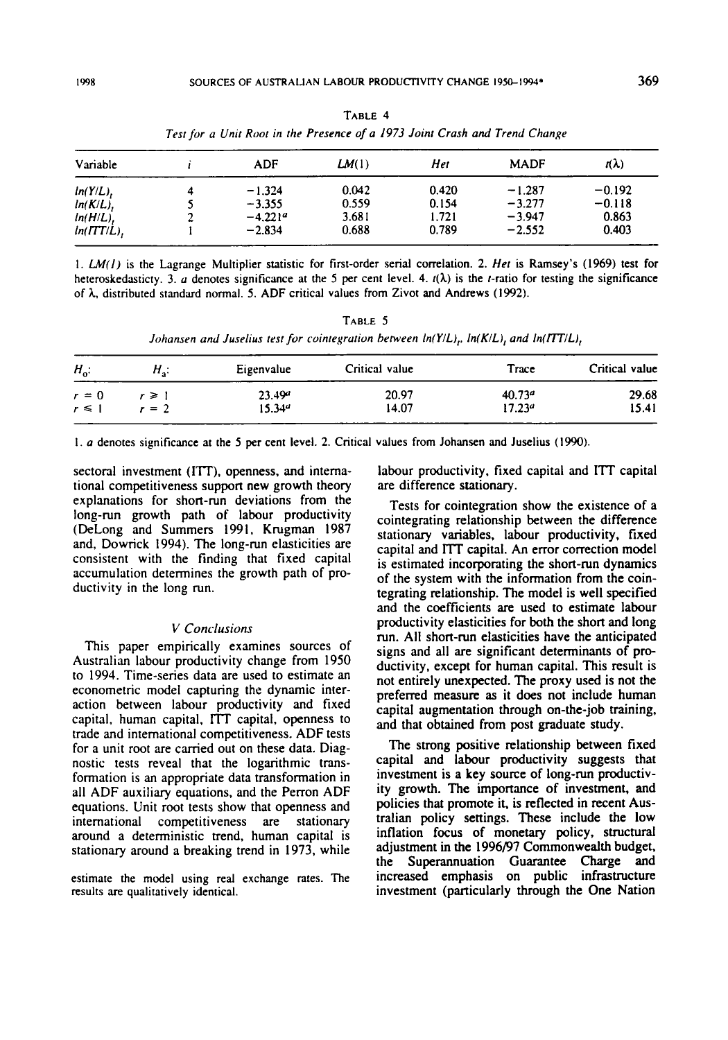**TABLE 4**

*Test for a Unit Root in the Presence of a 1973 Joint Crash and Trend Change*

| Variable | $i$ | ADF | $LM(1)$ | $Het$ | MADF | $t(\lambda)$ |
|---|---|---|---|---|---|---|
| $ln(Y/L)_t$ | 4 | −1.324 | 0.042 | 0.420 | −1.287 | −0.192 |
| $ln(K/L)_t$ | 5 | −3.355 | 0.559 | 0.154 | −3.277 | −0.118 |
| $ln(H/L)_t$ | 2 | −4.221[a] | 3.681 | 1.721 | −3.947 | 0.863 |
| $ln(ITT/L)_t$ | 1 | −2.834 | 0.688 | 0.789 | −2.552 | 0.403 |

1. $LM(1)$ is the Lagrange Multiplier statistic for first-order serial correlation. 2. $Het$ is Ramsey's (1969) test for heteroskedasticty. 3. $a$ denotes significance at the 5 per cent level. 4. $t(\lambda)$ is the $t$-ratio for testing the significance of $\lambda$, distributed standard normal. 5. ADF critical values from Zivot and Andrews (1992).

**TABLE 5**

*Johansen and Juselius test for cointegration between $ln(Y/L)_t$, $ln(K/L)_t$ and $ln(ITT/L)_t$*

| $H_0$: | $H_a$: | Eigenvalue | Critical value | Trace | Critical value |
|---|---|---|---|---|---|
| $r = 0$ | $r \geq 1$ | 23.49[a] | 20.97 | 40.73[a] | 29.68 |
| $r \leq 1$ | $r = 2$ | 15.34[a] | 14.07 | 17.23[a] | 15.41 |

1. $a$ denotes significance at the 5 per cent level. 2. Critical values from Johansen and Juselius (1990).

sectoral investment (ITT), openness, and international competitiveness support new growth theory explanations for short-run deviations from the long-run growth path of labour productivity (DeLong and Summers 1991, Krugman 1987 and, Dowrick 1994). The long-run elasticities are consistent with the finding that fixed capital accumulation determines the growth path of productivity in the long run.

## V Conclusions

This paper empirically examines sources of Australian labour productivity change from 1950 to 1994. Time-series data are used to estimate an econometric model capturing the dynamic interaction between labour productivity and fixed capital, human capital, ITT capital, openness to trade and international competitiveness. ADF tests for a unit root are carried out on these data. Diagnostic tests reveal that the logarithmic transformation is an appropriate data transformation in all ADF auxiliary equations, and the Perron ADF equations. Unit root tests show that openness and international competitiveness are stationary around a deterministic trend, human capital is stationary around a breaking trend in 1973, while labour productivity, fixed capital and ITT capital are difference stationary.

Tests for cointegration show the existence of a cointegrating relationship between the difference stationary variables, labour productivity, fixed capital and ITT capital. An error correction model is estimated incorporating the short-run dynamics of the system with the information from the cointegrating relationship. The model is well specified and the coefficients are used to estimate labour productivity elasticities for both the short and long run. All short-run elasticities have the anticipated signs and all are significant determinants of productivity, except for human capital. This result is not entirely unexpected. The proxy used is not the preferred measure as it does not include human capital augmentation through on-the-job training, and that obtained from post graduate study.

The strong positive relationship between fixed capital and labour productivity suggests that investment is a key source of long-run productivity growth. The importance of investment, and policies that promote it, is reflected in recent Australian policy settings. These include the low inflation focus of monetary policy, structural adjustment in the 1996/97 Commonwealth budget, the Superannuation Guarantee Charge and increased emphasis on public infrastructure investment (particularly through the One Nation

estimate the model using real exchange rates. The results are qualitatively identical.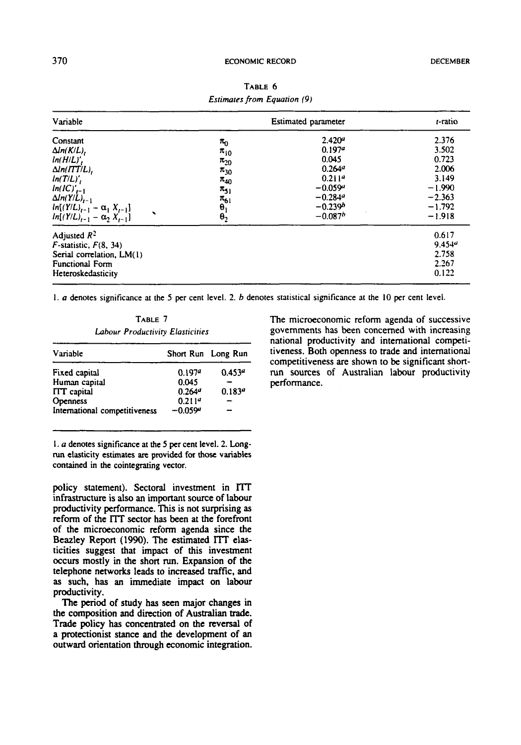TABLE 6

*Estimates from Equation (9)*

| Variable | | Estimated parameter | t-ratio |
|---|---|---|---|
| Constant | $\pi_0$ | 2.420[a] | 2.376 |
| $\Delta ln(K/L)_t$ | $\pi_{10}$ | 0.197[a] | 3.502 |
| $ln(H/L)'_t$ | $\pi_{20}$ | 0.045 | 0.723 |
| $\Delta ln(ITT/L)_t$ | $\pi_{30}$ | 0.264[a] | 2.006 |
| $ln(T/L)'_t$ | $\pi_{40}$ | 0.211[a] | 3.149 |
| $ln(IC)'_{t-1}$ | $\pi_{51}$ | −0.059[a] | −1.990 |
| $\Delta ln(Y/L)_{t-1}$ | $\pi_{61}$ | −0.284[a] | −2.363 |
| $ln[(Y/L)_{t-1} - \alpha_1 X_{t-1}]$ | $\theta_1$ | −0.239[b] | −1.792 |
| $ln[(Y/L)_{t-1} - \alpha_2 X_{t-1}]$ | $\theta_2$ | −0.087[b] | −1.918 |
| Adjusted $R^2$ | | | 0.617 |
| F-statistic, $F(8, 34)$ | | | 9.454[a] |
| Serial correlation, LM(1) | | | 2.758 |
| Functional Form | | | 2.267 |
| Heteroskedasticity | | | 0.122 |

1. *a* denotes significance at the 5 per cent level. 2. *b* denotes statistical significance at the 10 per cent level.

TABLE 7

*Labour Productivity Elasticities*

| Variable | Short Run | Long Run |
|---|---|---|
| Fixed capital | 0.197[a] | 0.453[a] |
| Human capital | 0.045 | – |
| ITT capital | 0.264[a] | 0.183[a] |
| Openness | 0.211[a] | – |
| International competitiveness | −0.059[a] | – |

1. *a* denotes significance at the 5 per cent level. 2. Long-run elasticity estimates are provided for those variables contained in the cointegrating vector.

policy statement). Sectoral investment in ITT infrastructure is also an important source of labour productivity performance. This is not surprising as reform of the ITT sector has been at the forefront of the microeconomic reform agenda since the Beazley Report (1990). The estimated ITT elasticities suggest that impact of this investment occurs mostly in the short run. Expansion of the telephone networks leads to increased traffic, and as such, has an immediate impact on labour productivity.

The period of study has seen major changes in the composition and direction of Australian trade. Trade policy has concentrated on the reversal of a protectionist stance and the development of an outward orientation through economic integration. The microeconomic reform agenda of successive governments has been concerned with increasing national productivity and international competitiveness. Both openness to trade and international competitiveness are shown to be significant short-run sources of Australian labour productivity performance.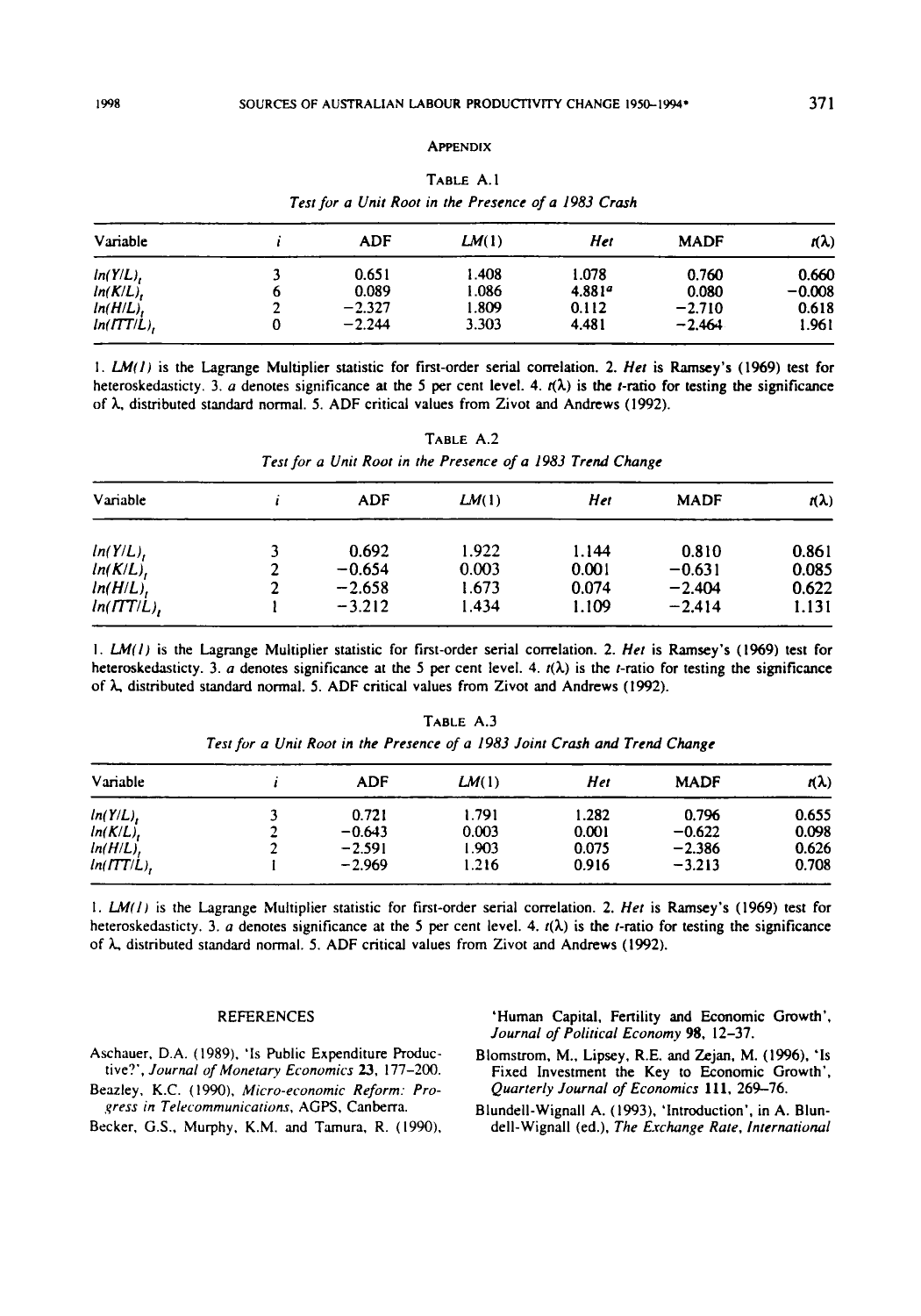## Appendix

Table A.1
*Test for a Unit Root in the Presence of a 1983 Crash*

| Variable | $i$ | ADF | $LM(1)$ | $Het$ | MADF | $t(\lambda)$ |
|---|---|---|---|---|---|---|
| $ln(Y/L)_t$ | 3 | 0.651 | 1.408 | 1.078 | 0.760 | 0.660 |
| $ln(K/L)_t$ | 6 | 0.089 | 1.086 | 4.881[a] | 0.080 | −0.008 |
| $ln(H/L)_t$ | 2 | −2.327 | 1.809 | 0.112 | −2.710 | 0.618 |
| $ln(ITT/L)_t$ | 0 | −2.244 | 3.303 | 4.481 | −2.464 | 1.961 |

1. $LM(1)$ is the Lagrange Multiplier statistic for first-order serial correlation. 2. $Het$ is Ramsey's (1969) test for heteroskedasticty. 3. $a$ denotes significance at the 5 per cent level. 4. $t(\lambda)$ is the $t$-ratio for testing the significance of $\lambda$, distributed standard normal. 5. ADF critical values from Zivot and Andrews (1992).

Table A.2
*Test for a Unit Root in the Presence of a 1983 Trend Change*

| Variable | $i$ | ADF | $LM(1)$ | $Het$ | MADF | $t(\lambda)$ |
|---|---|---|---|---|---|---|
| $ln(Y/L)_t$ | 3 | 0.692 | 1.922 | 1.144 | 0.810 | 0.861 |
| $ln(K/L)_t$ | 2 | −0.654 | 0.003 | 0.001 | −0.631 | 0.085 |
| $ln(H/L)_t$ | 2 | −2.658 | 1.673 | 0.074 | −2.404 | 0.622 |
| $ln(ITT/L)_t$ | 1 | −3.212 | 1.434 | 1.109 | −2.414 | 1.131 |

1. $LM(1)$ is the Lagrange Multiplier statistic for first-order serial correlation. 2. $Het$ is Ramsey's (1969) test for heteroskedasticty. 3. $a$ denotes significance at the 5 per cent level. 4. $t(\lambda)$ is the $t$-ratio for testing the significance of $\lambda$, distributed standard normal. 5. ADF critical values from Zivot and Andrews (1992).

Table A.3
*Test for a Unit Root in the Presence of a 1983 Joint Crash and Trend Change*

| Variable | $i$ | ADF | $LM(1)$ | $Het$ | MADF | $t(\lambda)$ |
|---|---|---|---|---|---|---|
| $ln(Y/L)_t$ | 3 | 0.721 | 1.791 | 1.282 | 0.796 | 0.655 |
| $ln(K/L)_t$ | 2 | −0.643 | 0.003 | 0.001 | −0.622 | 0.098 |
| $ln(H/L)_t$ | 2 | −2.591 | 1.903 | 0.075 | −2.386 | 0.626 |
| $ln(ITT/L)_t$ | 1 | −2.969 | 1.216 | 0.916 | −3.213 | 0.708 |

1. $LM(1)$ is the Lagrange Multiplier statistic for first-order serial correlation. 2. $Het$ is Ramsey's (1969) test for heteroskedasticty. 3. $a$ denotes significance at the 5 per cent level. 4. $t(\lambda)$ is the $t$-ratio for testing the significance of $\lambda$, distributed standard normal. 5. ADF critical values from Zivot and Andrews (1992).

## References

Aschauer, D.A. (1989), 'Is Public Expenditure Productive?', *Journal of Monetary Economics* **23**, 177–200.

Beazley, K.C. (1990), *Micro-economic Reform: Progress in Telecommunications*, AGPS, Canberra.

Becker, G.S., Murphy, K.M. and Tamura, R. (1990), 'Human Capital, Fertility and Economic Growth', *Journal of Political Economy* **98**, 12–37.

Blomstrom, M., Lipsey, R.E. and Zejan, M. (1996), 'Is Fixed Investment the Key to Economic Growth', *Quarterly Journal of Economics* **111**, 269–76.

Blundell-Wignall A. (1993), 'Introduction', in A. Blundell-Wignall (ed.), *The Exchange Rate, International*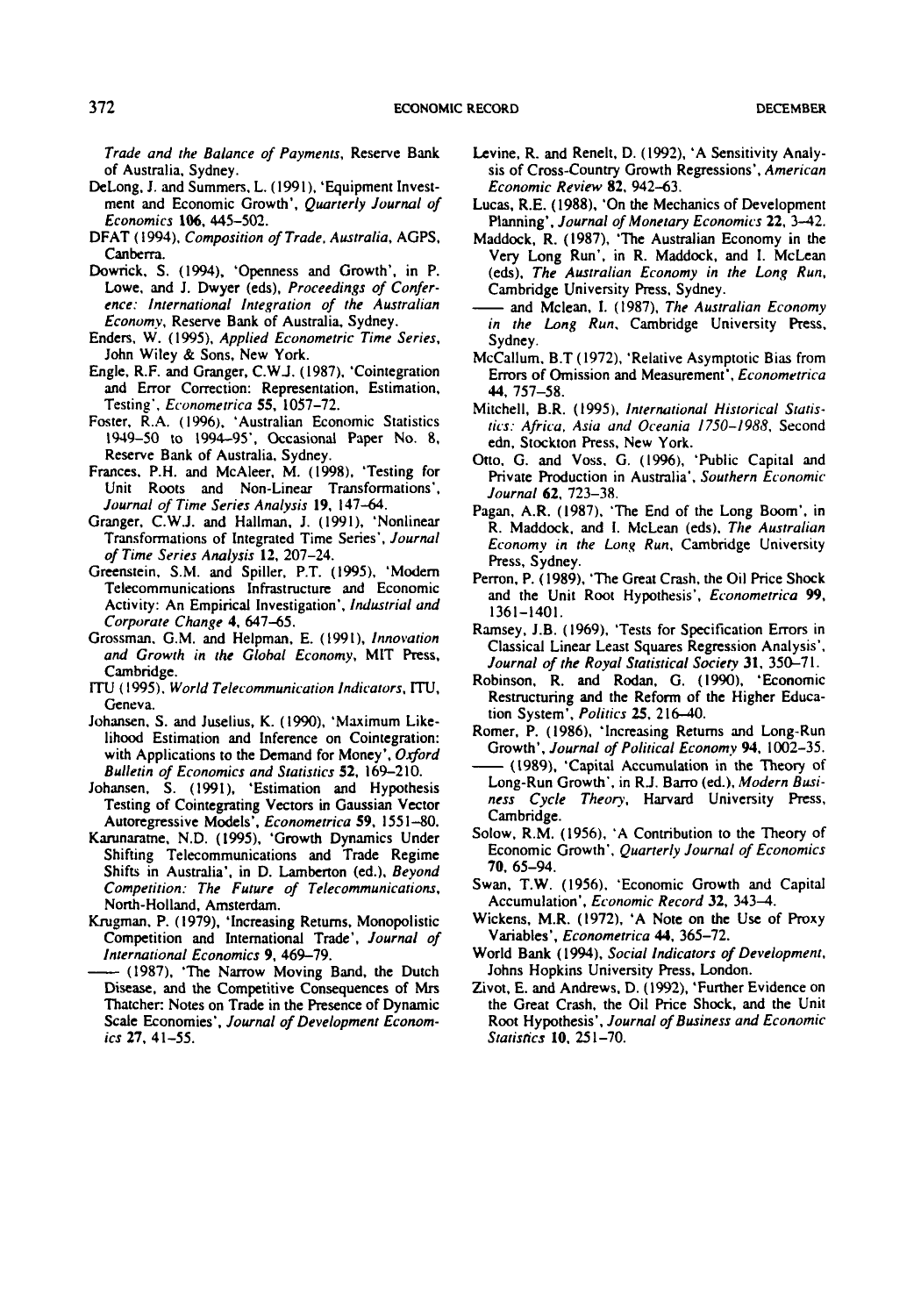*Trade and the Balance of Payments*, Reserve Bank of Australia, Sydney.

DeLong, J. and Summers, L. (1991), 'Equipment Investment and Economic Growth', *Quarterly Journal of Economics* **106**, 445–502.

DFAT (1994), *Composition of Trade, Australia*, AGPS, Canberra.

Dowrick, S. (1994), 'Openness and Growth', in P. Lowe, and J. Dwyer (eds), *Proceedings of Conference: International Integration of the Australian Economy*, Reserve Bank of Australia, Sydney.

Enders, W. (1995), *Applied Econometric Time Series*, John Wiley & Sons, New York.

Engle, R.F. and Granger, C.W.J. (1987), 'Cointegration and Error Correction: Representation, Estimation, Testing', *Econometrica* **55**, 1057–72.

Foster, R.A. (1996), 'Australian Economic Statistics 1949–50 to 1994–95', Occasional Paper No. 8, Reserve Bank of Australia, Sydney.

Frances, P.H. and McAleer, M. (1998), 'Testing for Unit Roots and Non-Linear Transformations', *Journal of Time Series Analysis* **19**, 147–64.

Granger, C.W.J. and Hallman, J. (1991), 'Nonlinear Transformations of Integrated Time Series', *Journal of Time Series Analysis* **12**, 207–24.

Greenstein, S.M. and Spiller, P.T. (1995), 'Modern Telecommunications Infrastructure and Economic Activity: An Empirical Investigation', *Industrial and Corporate Change* **4**, 647–65.

Grossman, G.M. and Helpman, E. (1991), *Innovation and Growth in the Global Economy*, MIT Press, Cambridge.

ITU (1995), *World Telecommunication Indicators*, ITU, Geneva.

Johansen, S. and Juselius, K. (1990), 'Maximum Likelihood Estimation and Inference on Cointegration: with Applications to the Demand for Money', *Oxford Bulletin of Economics and Statistics* **52**, 169–210.

Johansen, S. (1991), 'Estimation and Hypothesis Testing of Cointegrating Vectors in Gaussian Vector Autoregressive Models', *Econometrica* **59**, 1551–80.

Karunaratne, N.D. (1995), 'Growth Dynamics Under Shifting Telecommunications and Trade Regime Shifts in Australia', in D. Lamberton (ed.), *Beyond Competition: The Future of Telecommunications*, North-Holland, Amsterdam.

Krugman, P. (1979), 'Increasing Returns, Monopolistic Competition and International Trade', *Journal of International Economics* **9**, 469–79.

—— (1987), 'The Narrow Moving Band, the Dutch Disease, and the Competitive Consequences of Mrs Thatcher: Notes on Trade in the Presence of Dynamic Scale Economies', *Journal of Development Economics* **27**, 41–55.

Levine, R. and Renelt, D. (1992), 'A Sensitivity Analysis of Cross-Country Growth Regressions', *American Economic Review* **82**, 942–63.

Lucas, R.E. (1988), 'On the Mechanics of Development Planning', *Journal of Monetary Economics* **22**, 3–42.

Maddock, R. (1987), 'The Australian Economy in the Very Long Run', in R. Maddock, and I. McLean (eds), *The Australian Economy in the Long Run*, Cambridge University Press, Sydney.

—— and Mclean, I. (1987), *The Australian Economy in the Long Run*, Cambridge University Press, Sydney.

McCallum, B.T (1972), 'Relative Asymptotic Bias from Errors of Omission and Measurement', *Econometrica* **44**, 757–58.

Mitchell, B.R. (1995), *International Historical Statistics: Africa, Asia and Oceania 1750–1988*, Second edn, Stockton Press, New York.

Otto, G. and Voss, G. (1996), 'Public Capital and Private Production in Australia', *Southern Economic Journal* **62**, 723–38.

Pagan, A.R. (1987), 'The End of the Long Boom', in R. Maddock, and I. McLean (eds), *The Australian Economy in the Long Run*, Cambridge University Press, Sydney.

Perron, P. (1989), 'The Great Crash, the Oil Price Shock and the Unit Root Hypothesis', *Econometrica* **99**, 1361–1401.

Ramsey, J.B. (1969), 'Tests for Specification Errors in Classical Linear Least Squares Regression Analysis', *Journal of the Royal Statistical Society* **31**, 350–71.

Robinson, R. and Rodan, G. (1990), 'Economic Restructuring and the Reform of the Higher Education System', *Politics* **25**, 216–40.

Romer, P. (1986), 'Increasing Returns and Long-Run Growth', *Journal of Political Economy* **94**, 1002–35.

—— (1989), 'Capital Accumulation in the Theory of Long-Run Growth', in R.J. Barro (ed.), *Modern Business Cycle Theory*, Harvard University Press, Cambridge.

Solow, R.M. (1956), 'A Contribution to the Theory of Economic Growth', *Quarterly Journal of Economics* **70**, 65–94.

Swan, T.W. (1956), 'Economic Growth and Capital Accumulation', *Economic Record* **32**, 343–4.

Wickens, M.R. (1972), 'A Note on the Use of Proxy Variables', *Econometrica* **44**, 365–72.

World Bank (1994), *Social Indicators of Development*, Johns Hopkins University Press, London.

Zivot, E. and Andrews, D. (1992), 'Further Evidence on the Great Crash, the Oil Price Shock, and the Unit Root Hypothesis', *Journal of Business and Economic Statistics* **10**, 251–70.